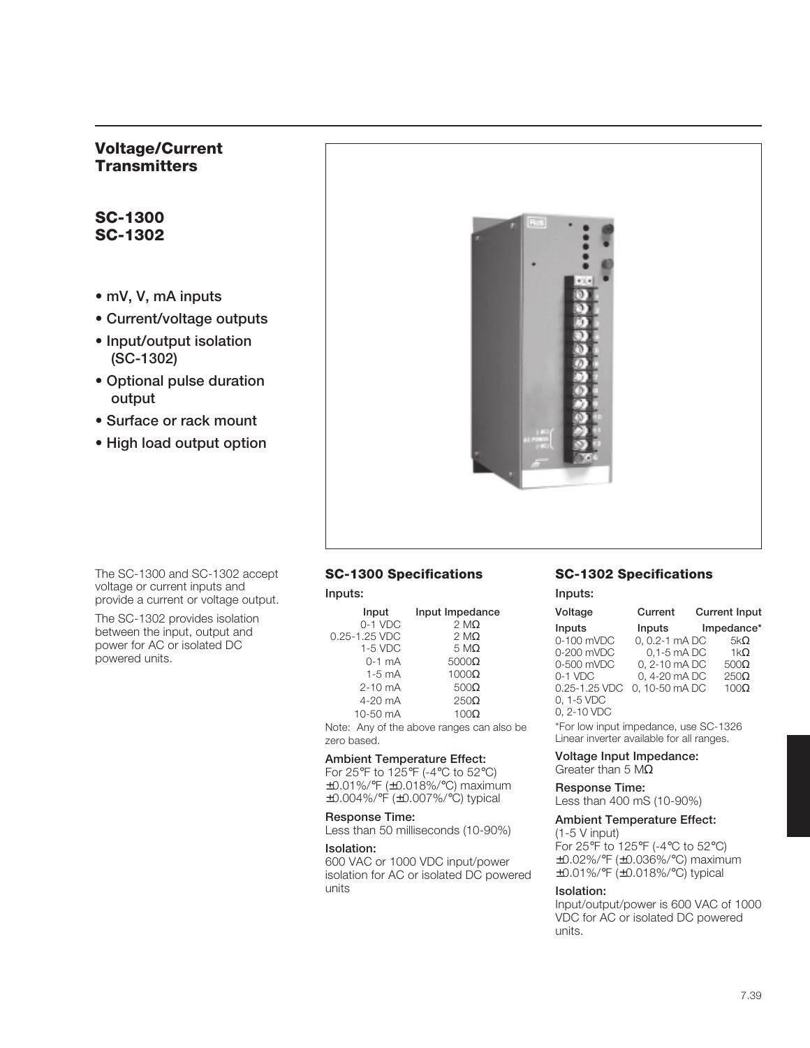# Voltage/Current Transmitters

## SC-1300
## SC-1302

- mV, V, mA inputs
- Current/voltage outputs
- Input/output isolation (SC-1302)
- Optional pulse duration output
- Surface or rack mount
- High load output option

The SC-1300 and SC-1302 accept voltage or current inputs and provide a current or voltage output.

The SC-1302 provides isolation between the input, output and power for AC or isolated DC powered units.

### SC-1300 Specifications

**Inputs:**

| Input | Input Impedance |
|---|---|
| 0-1 VDC | 2 MΩ |
| 0.25-1.25 VDC | 2 MΩ |
| 1-5 VDC | 5 MΩ |
| 0-1 mA | 5000Ω |
| 1-5 mA | 1000Ω |
| 2-10 mA | 500Ω |
| 4-20 mA | 250Ω |
| 10-50 mA | 100Ω |

Note: Any of the above ranges can also be zero based.

**Ambient Temperature Effect:**
For 25°F to 125°F (-4°C to 52°C)
±0.01%/°F (±0.018%/°C) maximum
±0.004%/°F (±0.007%/°C) typical

**Response Time:**
Less than 50 milliseconds (10-90%)

**Isolation:**
600 VAC or 1000 VDC input/power isolation for AC or isolated DC powered units

### SC-1302 Specifications

**Inputs:**

| Voltage Inputs | Current Inputs | Current Input Impedance* |
|---|---|---|
| 0-100 mVDC | 0, 0.2-1 mA DC | 5kΩ |
| 0-200 mVDC | 0,1-5 mA DC | 1kΩ |
| 0-500 mVDC | 0, 2-10 mA DC | 500Ω |
| 0-1 VDC | 0, 4-20 mA DC | 250Ω |
| 0.25-1.25 VDC | 0, 10-50 mA DC | 100Ω |
| 0, 1-5 VDC | | |
| 0, 2-10 VDC | | |

*For low input impedance, use SC-1326
Linear inverter available for all ranges.

**Voltage Input Impedance:**
Greater than 5 MΩ

**Response Time:**
Less than 400 mS (10-90%)

**Ambient Temperature Effect:**
(1-5 V input)
For 25°F to 125°F (-4°C to 52°C)
±0.02%/°F (±0.036%/°C) maximum
±0.01%/°F (±0.018%/°C) typical

**Isolation:**
Input/output/power is 600 VAC of 1000 VDC for AC or isolated DC powered units.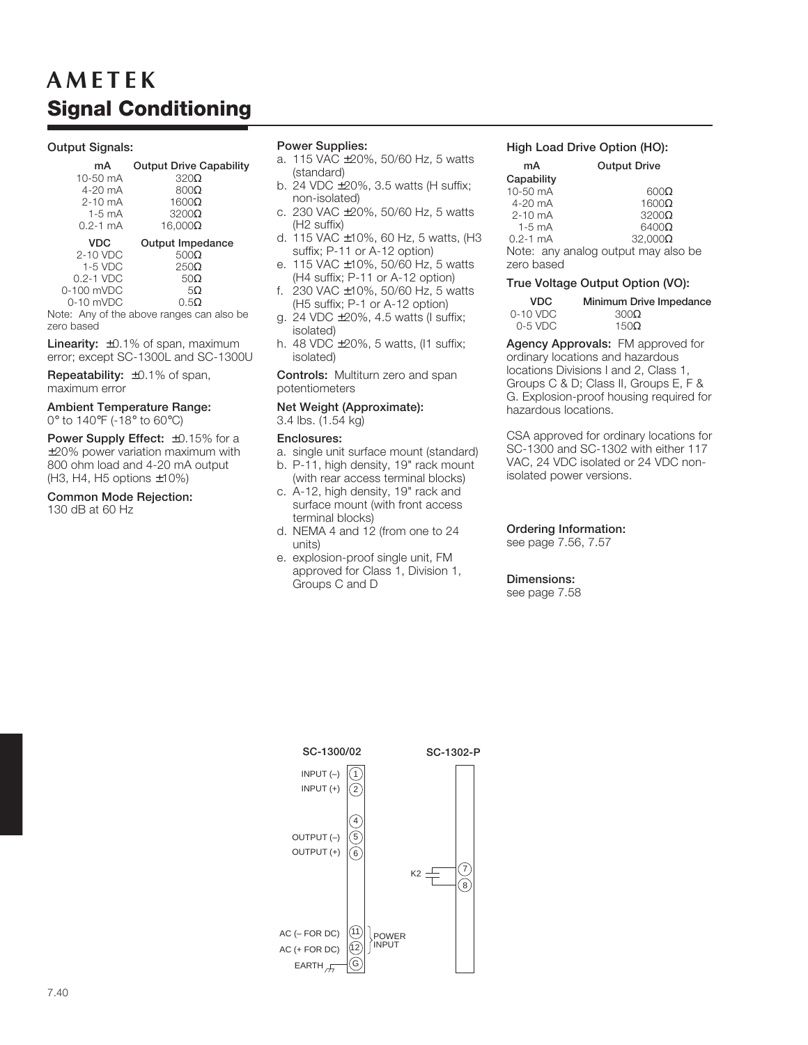# AMETEK

## Signal Conditioning

**Output Signals:**

| mA | Output Drive Capability |
|---|---|
| 10-50 mA | 320Ω |
| 4-20 mA | 800Ω |
| 2-10 mA | 1600Ω |
| 1-5 mA | 3200Ω |
| 0.2-1 mA | 16,000Ω |

| VDC | Output Impedance |
|---|---|
| 2-10 VDC | 500Ω |
| 1-5 VDC | 250Ω |
| 0.2-1 VDC | 50Ω |
| 0-100 mVDC | 5Ω |
| 0-10 mVDC | 0.5Ω |

Note: Any of the above ranges can also be zero based

**Linearity:** ±0.1% of span, maximum error; except SC-1300L and SC-1300U

**Repeatability:** ±0.1% of span, maximum error

**Ambient Temperature Range:**
0° to 140°F (-18° to 60°C)

**Power Supply Effect:** ±0.15% for a ±20% power variation maximum with 800 ohm load and 4-20 mA output (H3, H4, H5 options ±10%)

**Common Mode Rejection:**
130 dB at 60 Hz

**Power Supplies:**

a. 115 VAC ±20%, 50/60 Hz, 5 watts (standard)
b. 24 VDC ±20%, 3.5 watts (H suffix; non-isolated)
c. 230 VAC ±20%, 50/60 Hz, 5 watts (H2 suffix)
d. 115 VAC ±10%, 60 Hz, 5 watts, (H3 suffix; P-11 or A-12 option)
e. 115 VAC ±10%, 50/60 Hz, 5 watts (H4 suffix; P-11 or A-12 option)
f. 230 VAC ±10%, 50/60 Hz, 5 watts (H5 suffix; P-1 or A-12 option)
g. 24 VDC ±20%, 4.5 watts (I suffix; isolated)
h. 48 VDC ±20%, 5 watts, (I1 suffix; isolated)

**Controls:** Multiturn zero and span potentiometers

**Net Weight (Approximate):**
3.4 lbs. (1.54 kg)

**Enclosures:**

a. single unit surface mount (standard)
b. P-11, high density, 19" rack mount (with rear access terminal blocks)
c. A-12, high density, 19" rack and surface mount (with front access terminal blocks)
d. NEMA 4 and 12 (from one to 24 units)
e. explosion-proof single unit, FM approved for Class 1, Division 1, Groups C and D

**High Load Drive Option (HO):**

| mA | Output Drive Capability |
|---|---|
| 10-50 mA | 600Ω |
| 4-20 mA | 1600Ω |
| 2-10 mA | 3200Ω |
| 1-5 mA | 6400Ω |
| 0.2-1 mA | 32,000Ω |

Note: any analog output may also be zero based

**True Voltage Output Option (VO):**

| VDC | Minimum Drive Impedance |
|---|---|
| 0-10 VDC | 300Ω |
| 0-5 VDC | 150Ω |

**Agency Approvals:** FM approved for ordinary locations and hazardous locations Divisions I and 2, Class 1, Groups C & D; Class II, Groups E, F & G. Explosion-proof housing required for hazardous locations.

CSA approved for ordinary locations for SC-1300 and SC-1302 with either 117 VAC, 24 VDC isolated or 24 VDC non-isolated power versions.

**Ordering Information:**
see page 7.56, 7.57

**Dimensions:**
see page 7.58

SC-1300/02

INPUT (–) 1
INPUT (+) 2
4
OUTPUT (–) 5
OUTPUT (+) 6
AC (– FOR DC) 11
AC (+ FOR DC) 12
EARTH G
POWER INPUT

SC-1302-P

K2
7
8